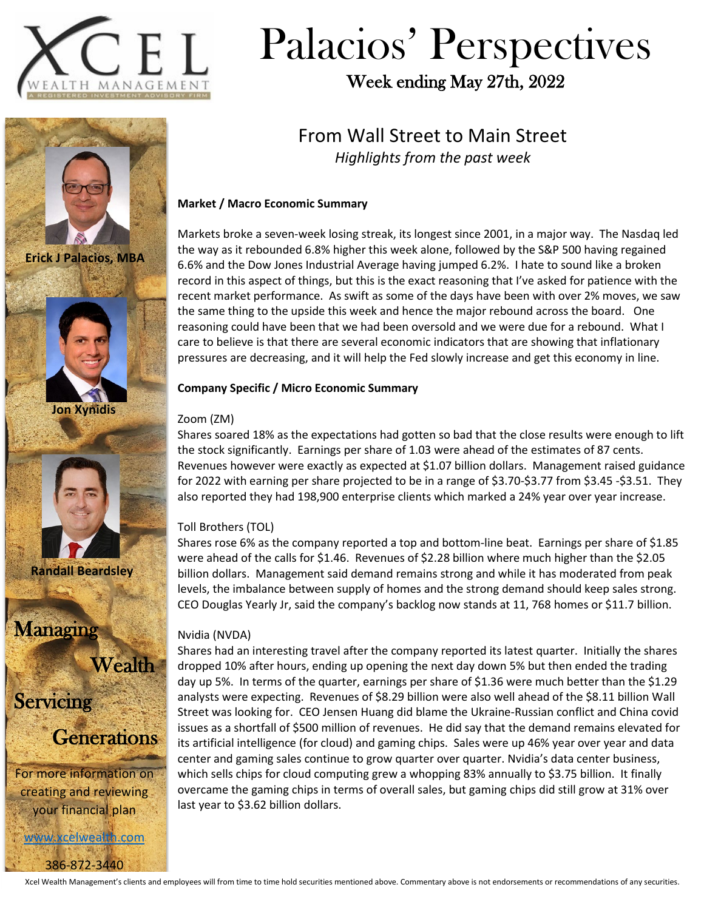# Palacios' Perspectives

Week ending May 27th, 2022

Erick J Palacios, MBA

Jon Xynidis

Randall Beardsley

Managing Wealth Servicing Generations

For more information on creating and reviewing your financial plan

www.xcelwealth.com

386-872-3440

## From Wall Street to Main Street

*Highlights from the past week*

**Market / Macro Economic Summary**

Markets broke a seven-week losing streak, its longest since 2001, in a major way. The Nasdaq led the way as it rebounded 6.8% higher this week alone, followed by the S&P 500 having regained 6.6% and the Dow Jones Industrial Average having jumped 6.2%. I hate to sound like a broken record in this aspect of things, but this is the exact reasoning that I've asked for patience with the recent market performance. As swift as some of the days have been with over 2% moves, we saw the same thing to the upside this week and hence the major rebound across the board. One reasoning could have been that we had been oversold and we were due for a rebound. What I care to believe is that there are several economic indicators that are showing that inflationary pressures are decreasing, and it will help the Fed slowly increase and get this economy in line.

**Company Specific / Micro Economic Summary**

Zoom (ZM)

Shares soared 18% as the expectations had gotten so bad that the close results were enough to lift the stock significantly. Earnings per share of 1.03 were ahead of the estimates of 87 cents. Revenues however were exactly as expected at $1.07 billion dollars. Management raised guidance for 2022 with earning per share projected to be in a range of $3.70-$3.77 from $3.45 -$3.51. They also reported they had 198,900 enterprise clients which marked a 24% year over year increase.

Toll Brothers (TOL)

Shares rose 6% as the company reported a top and bottom-line beat. Earnings per share of $1.85 were ahead of the calls for $1.46. Revenues of $2.28 billion where much higher than the $2.05 billion dollars. Management said demand remains strong and while it has moderated from peak levels, the imbalance between supply of homes and the strong demand should keep sales strong. CEO Douglas Yearly Jr, said the company's backlog now stands at 11, 768 homes or $11.7 billion.

Nvidia (NVDA)

Shares had an interesting travel after the company reported its latest quarter. Initially the shares dropped 10% after hours, ending up opening the next day down 5% but then ended the trading day up 5%. In terms of the quarter, earnings per share of $1.36 were much better than the $1.29 analysts were expecting. Revenues of $8.29 billion were also well ahead of the $8.11 billion Wall Street was looking for. CEO Jensen Huang did blame the Ukraine-Russian conflict and China covid issues as a shortfall of $500 million of revenues. He did say that the demand remains elevated for its artificial intelligence (for cloud) and gaming chips. Sales were up 46% year over year and data center and gaming sales continue to grow quarter over quarter. Nvidia's data center business, which sells chips for cloud computing grew a whopping 83% annually to $3.75 billion. It finally overcame the gaming chips in terms of overall sales, but gaming chips did still grow at 31% over last year to $3.62 billion dollars.

Xcel Wealth Management's clients and employees will from time to time hold securities mentioned above. Commentary above is not endorsements or recommendations of any securities.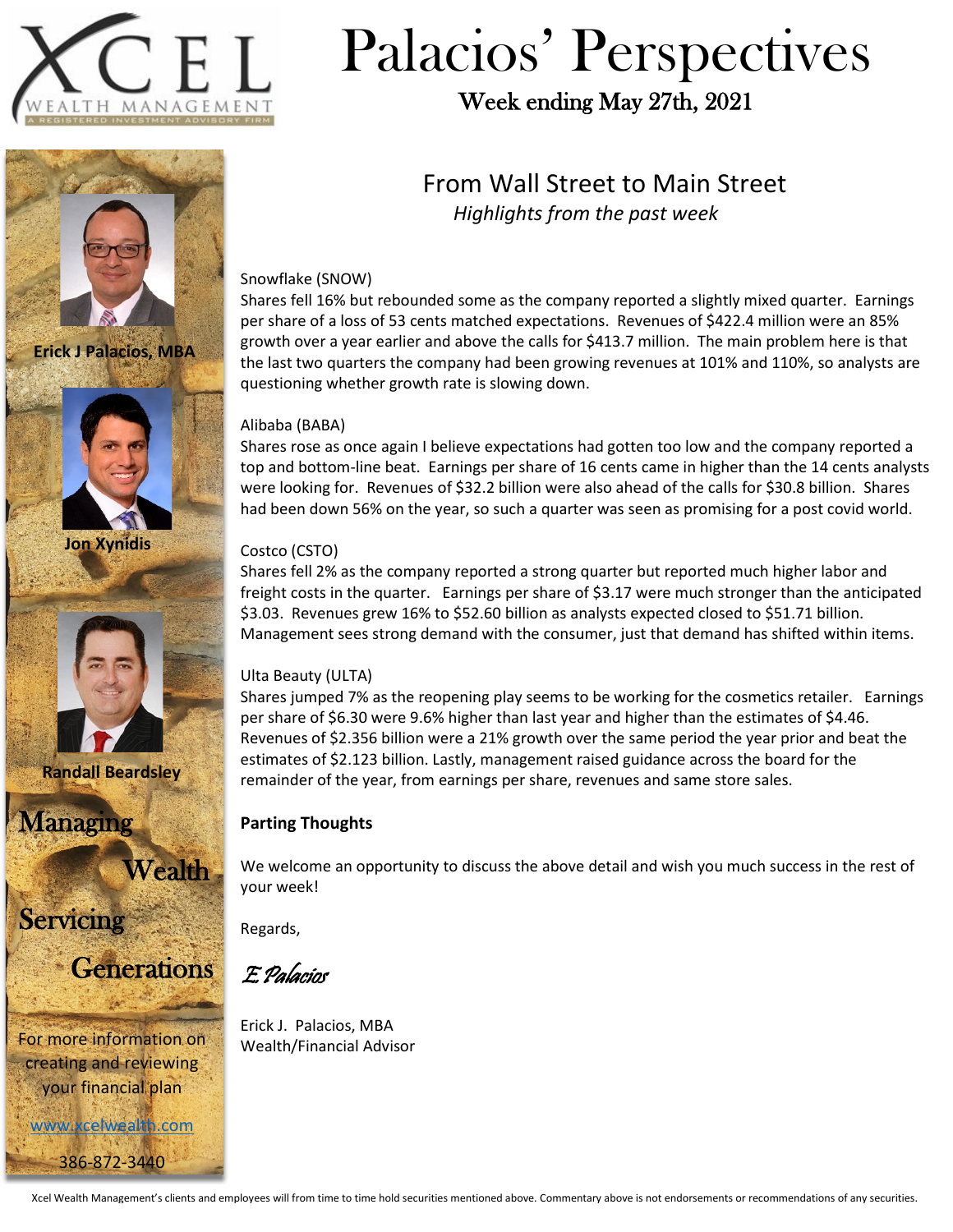# Palacios' Perspectives

Week ending May 27th, 2021

Erick J Palacios, MBA

Jon Xynidis

Randall Beardsley

Managing Wealth Servicing Generations

For more information on creating and reviewing your financial plan

www.xcelwealth.com

386-872-3440

## From Wall Street to Main Street

*Highlights from the past week*

Snowflake (SNOW)

Shares fell 16% but rebounded some as the company reported a slightly mixed quarter. Earnings per share of a loss of 53 cents matched expectations. Revenues of $422.4 million were an 85% growth over a year earlier and above the calls for $413.7 million. The main problem here is that the last two quarters the company had been growing revenues at 101% and 110%, so analysts are questioning whether growth rate is slowing down.

Alibaba (BABA)

Shares rose as once again I believe expectations had gotten too low and the company reported a top and bottom-line beat. Earnings per share of 16 cents came in higher than the 14 cents analysts were looking for. Revenues of $32.2 billion were also ahead of the calls for $30.8 billion. Shares had been down 56% on the year, so such a quarter was seen as promising for a post covid world.

Costco (CSTO)

Shares fell 2% as the company reported a strong quarter but reported much higher labor and freight costs in the quarter. Earnings per share of $3.17 were much stronger than the anticipated $3.03. Revenues grew 16% to $52.60 billion as analysts expected closed to $51.71 billion. Management sees strong demand with the consumer, just that demand has shifted within items.

Ulta Beauty (ULTA)

Shares jumped 7% as the reopening play seems to be working for the cosmetics retailer. Earnings per share of $6.30 were 9.6% higher than last year and higher than the estimates of $4.46. Revenues of $2.356 billion were a 21% growth over the same period the year prior and beat the estimates of $2.123 billion. Lastly, management raised guidance across the board for the remainder of the year, from earnings per share, revenues and same store sales.

**Parting Thoughts**

We welcome an opportunity to discuss the above detail and wish you much success in the rest of your week!

Regards,

*E Palacios*

Erick J. Palacios, MBA
Wealth/Financial Advisor

Xcel Wealth Management's clients and employees will from time to time hold securities mentioned above. Commentary above is not endorsements or recommendations of any securities.